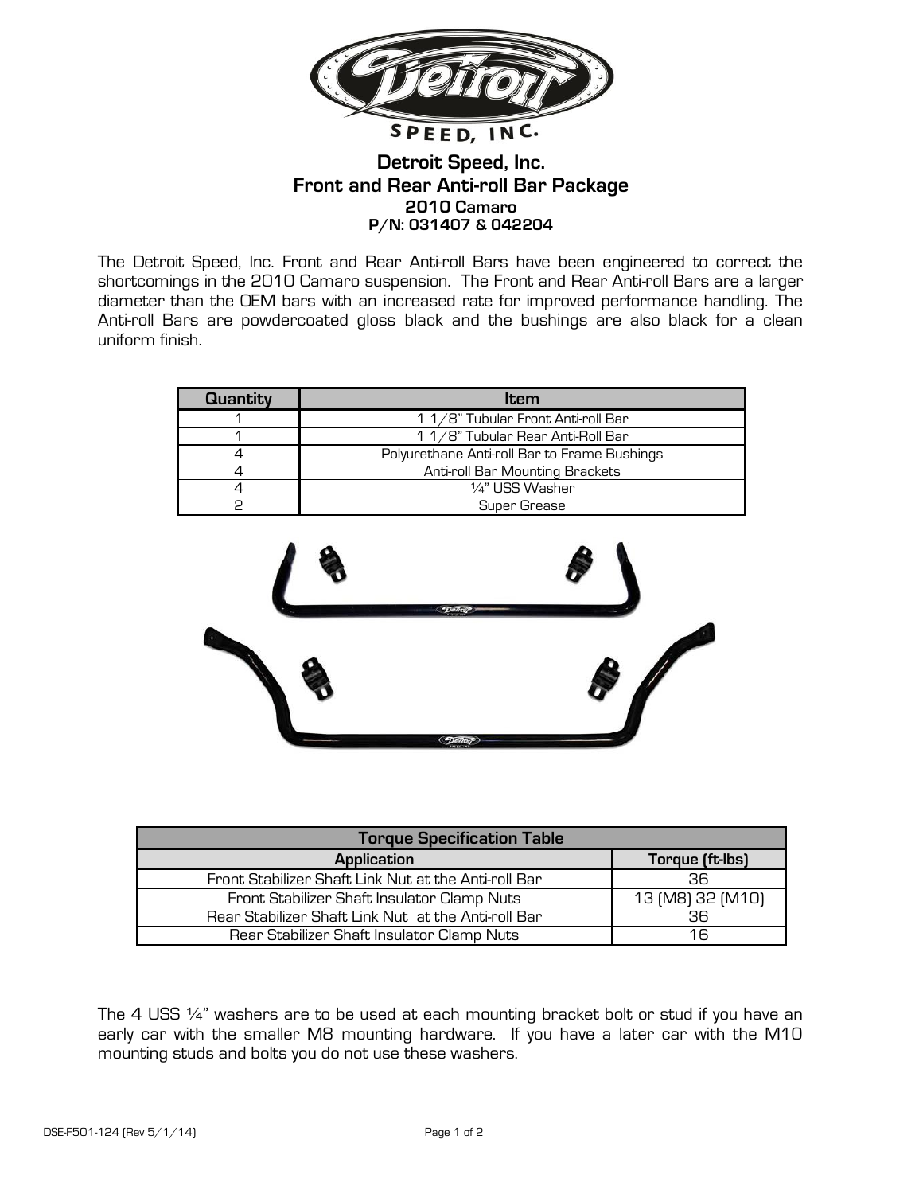# Detroit Speed, Inc.
## Front and Rear Anti-roll Bar Package
### 2010 Camaro
### P/N: 031407 & 042204

The Detroit Speed, Inc. Front and Rear Anti-roll Bars have been engineered to correct the shortcomings in the 2010 Camaro suspension. The Front and Rear Anti-roll Bars are a larger diameter than the OEM bars with an increased rate for improved performance handling. The Anti-roll Bars are powdercoated gloss black and the bushings are also black for a clean uniform finish.

| Quantity | Item |
|---|---|
| 1 | 1 1/8" Tubular Front Anti-roll Bar |
| 1 | 1 1/8" Tubular Rear Anti-Roll Bar |
| 4 | Polyurethane Anti-roll Bar to Frame Bushings |
| 4 | Anti-roll Bar Mounting Brackets |
| 4 | ¼" USS Washer |
| 2 | Super Grease |

| Torque Specification Table | |
|---|---|
| **Application** | **Torque (ft-lbs)** |
| Front Stabilizer Shaft Link Nut at the Anti-roll Bar | 36 |
| Front Stabilizer Shaft Insulator Clamp Nuts | 13 (M8) 32 (M10) |
| Rear Stabilizer Shaft Link Nut at the Anti-roll Bar | 36 |
| Rear Stabilizer Shaft Insulator Clamp Nuts | 16 |

The 4 USS ¼" washers are to be used at each mounting bracket bolt or stud if you have an early car with the smaller M8 mounting hardware. If you have a later car with the M10 mounting studs and bolts you do not use these washers.

DSE-F501-124 (Rev 5/1/14)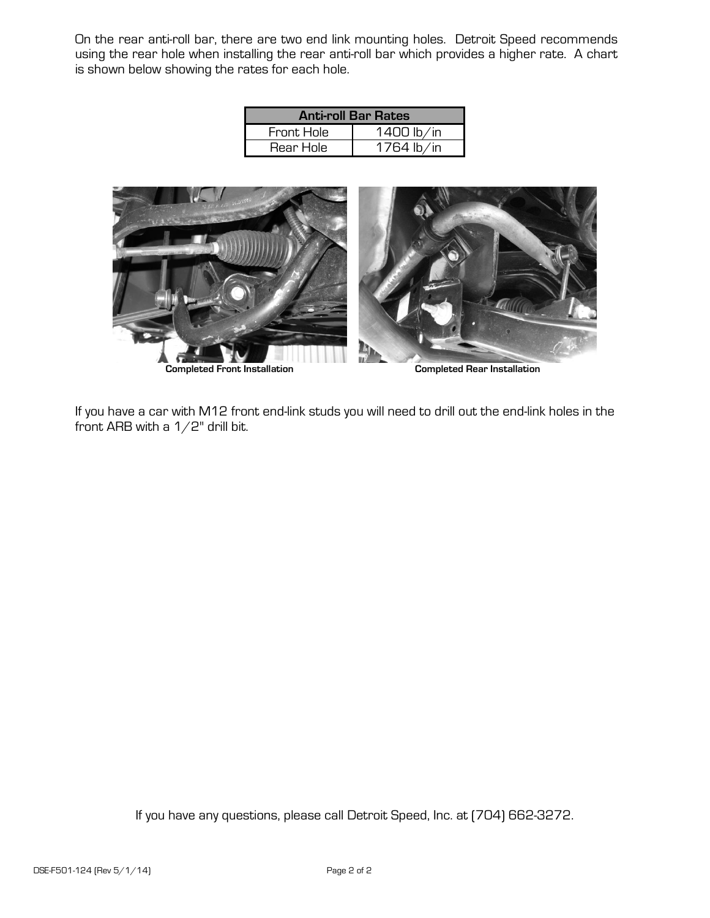On the rear anti-roll bar, there are two end link mounting holes. Detroit Speed recommends using the rear hole when installing the rear anti-roll bar which provides a higher rate. A chart is shown below showing the rates for each hole.

| Anti-roll Bar Rates | |
|---|---|
| Front Hole | 1400 lb/in |
| Rear Hole | 1764 lb/in |

**Completed Front Installation**

**Completed Rear Installation**

If you have a car with M12 front end-link studs you will need to drill out the end-link holes in the front ARB with a 1/2" drill bit.

If you have any questions, please call Detroit Speed, Inc. at (704) 662-3272.

DSE-F501-124 (Rev 5/1/14)